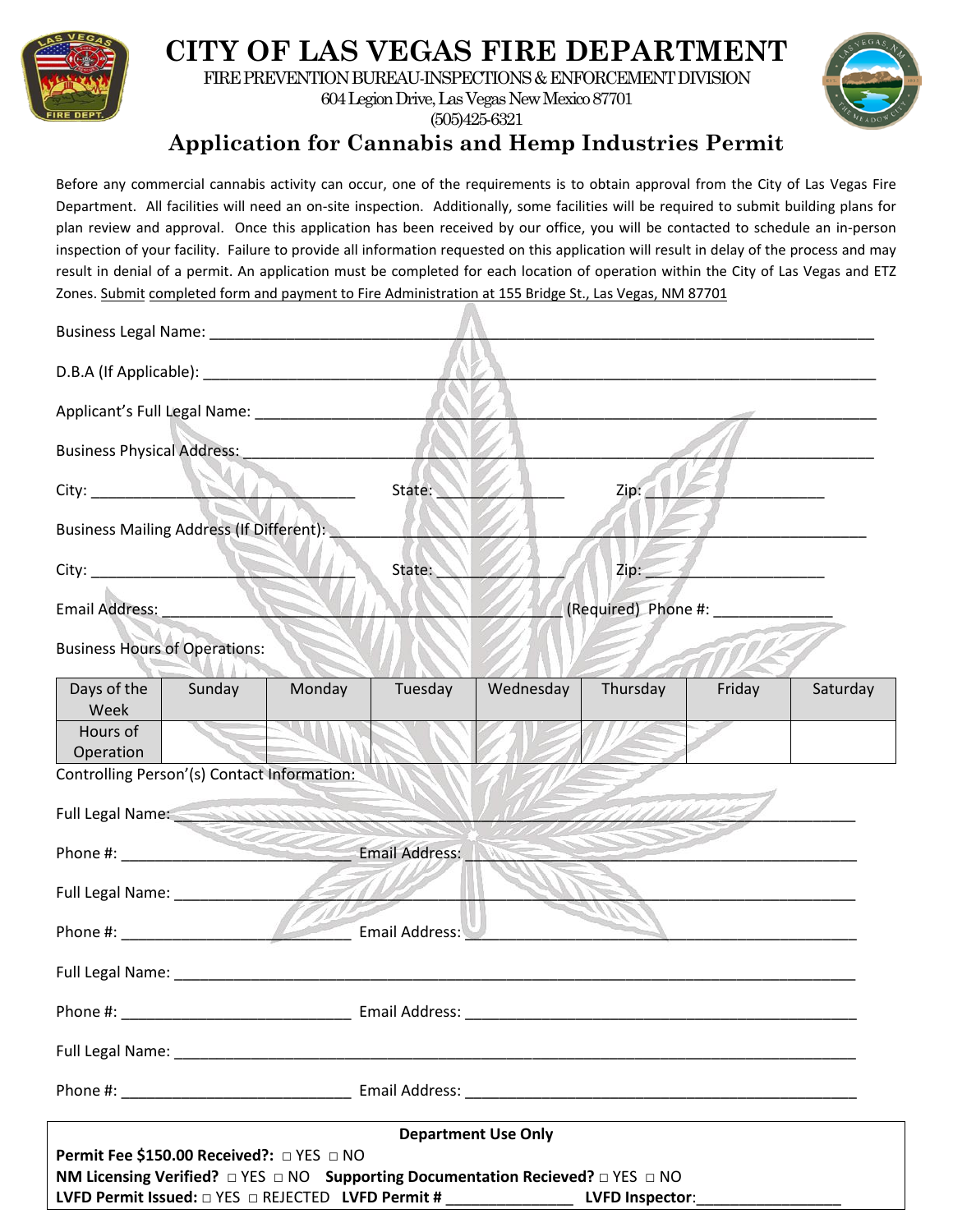# CITY OF LAS VEGAS FIRE DEPARTMENT

FIRE PREVENTION BUREAU-INSPECTIONS & ENFORCEMENT DIVISION
604 Legion Drive, Las Vegas New Mexico 87701
(505)425-6321

## Application for Cannabis and Hemp Industries Permit

Before any commercial cannabis activity can occur, one of the requirements is to obtain approval from the City of Las Vegas Fire Department. All facilities will need an on-site inspection. Additionally, some facilities will be required to submit building plans for plan review and approval. Once this application has been received by our office, you will be contacted to schedule an in-person inspection of your facility. Failure to provide all information requested on this application will result in delay of the process and may result in denial of a permit. An application must be completed for each location of operation within the City of Las Vegas and ETZ Zones. Submit completed form and payment to Fire Administration at 155 Bridge St., Las Vegas, NM 87701

Business Legal Name: ______________________________________________

D.B.A (If Applicable): ______________________________________________

Applicant's Full Legal Name: ______________________________________________

Business Physical Address: ______________________________________________

City: ____________________ State: ____________ Zip: ____________________

Business Mailing Address (If Different): ______________________________________________

City: ____________________ State: ____________ Zip: ____________________

Email Address: ______________________________ (Required) Phone #: ______________

Business Hours of Operations:

| Days of the Week | Sunday | Monday | Tuesday | Wednesday | Thursday | Friday | Saturday |
|---|---|---|---|---|---|---|---|
| Hours of Operation | | | | | | | |

Controlling Person'(s) Contact Information:

Full Legal Name: ______________________________________________

Phone #: ____________________ Email Address: ______________________________

Full Legal Name: ______________________________________________

Phone #: ____________________ Email Address: ______________________________

Full Legal Name: ______________________________________________

Phone #: ____________________ Email Address: ______________________________

Full Legal Name: ______________________________________________

Phone #: ____________________ Email Address: ______________________________

**Department Use Only**

**Permit Fee $150.00 Received?:** □ YES □ NO

**NM Licensing Verified?** □ YES □ NO **Supporting Documentation Recieved?** □ YES □ NO

**LVFD Permit Issued:** □ YES □ REJECTED **LVFD Permit #** ______________ **LVFD Inspector**: ________________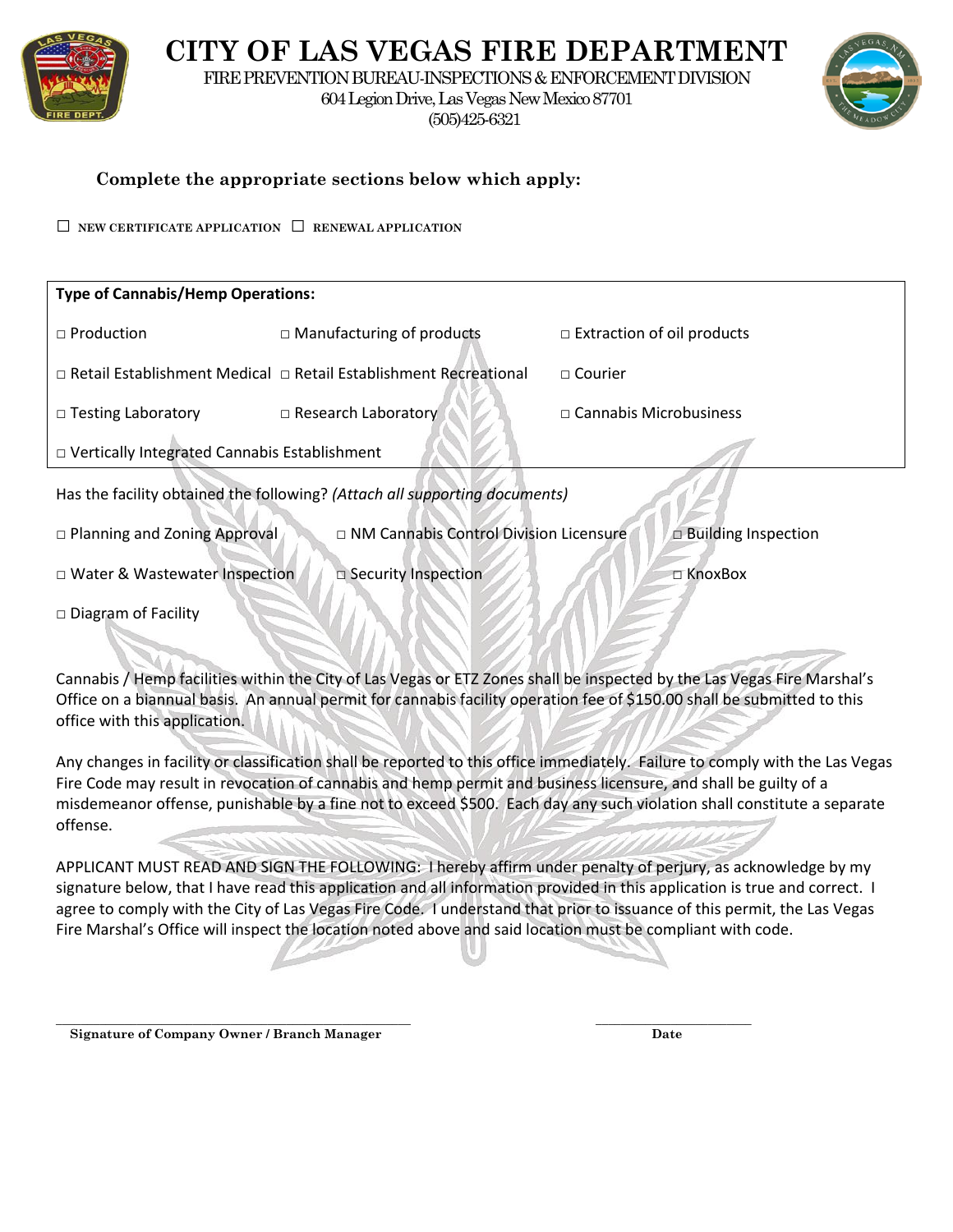# CITY OF LAS VEGAS FIRE DEPARTMENT

FIRE PREVENTION BUREAU-INSPECTIONS & ENFORCEMENT DIVISION
604 Legion Drive, Las Vegas New Mexico 87701
(505)425-6321

**Complete the appropriate sections below which apply:**

☐ **NEW CERTIFICATE APPLICATION** ☐ **RENEWAL APPLICATION**

**Type of Cannabis/Hemp Operations:**

| | | |
|---|---|---|
| □ Production | □ Manufacturing of products | □ Extraction of oil products |
| □ Retail Establishment Medical | □ Retail Establishment Recreational | □ Courier |
| □ Testing Laboratory | □ Research Laboratory | □ Cannabis Microbusiness |
| □ Vertically Integrated Cannabis Establishment | | |

Has the facility obtained the following? *(Attach all supporting documents)*

| | | |
|---|---|---|
| □ Planning and Zoning Approval | □ NM Cannabis Control Division Licensure | □ Building Inspection |
| □ Water & Wastewater Inspection | □ Security Inspection | □ KnoxBox |
| □ Diagram of Facility | | |

Cannabis / Hemp facilities within the City of Las Vegas or ETZ Zones shall be inspected by the Las Vegas Fire Marshal's Office on a biannual basis. An annual permit for cannabis facility operation fee of $150.00 shall be submitted to this office with this application.

Any changes in facility or classification shall be reported to this office immediately. Failure to comply with the Las Vegas Fire Code may result in revocation of cannabis and hemp permit and business licensure, and shall be guilty of a misdemeanor offense, punishable by a fine not to exceed $500. Each day any such violation shall constitute a separate offense.

APPLICANT MUST READ AND SIGN THE FOLLOWING: I hereby affirm under penalty of perjury, as acknowledge by my signature below, that I have read this application and all information provided in this application is true and correct. I agree to comply with the City of Las Vegas Fire Code. I understand that prior to issuance of this permit, the Las Vegas Fire Marshal's Office will inspect the location noted above and said location must be compliant with code.

_______________________________________ _______________

**Signature of Company Owner / Branch Manager** **Date**